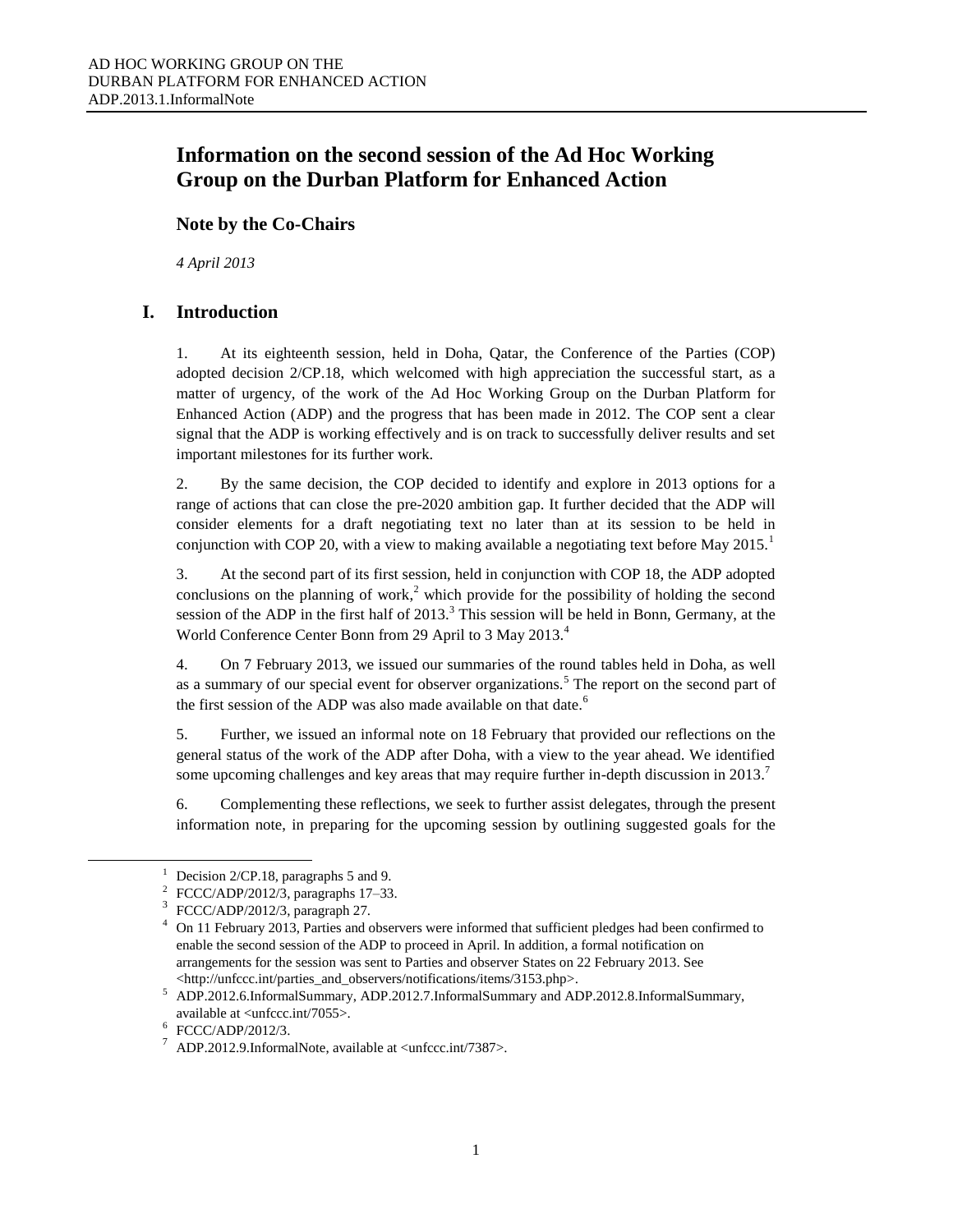# Information on the second session of the Ad Hoc Working Group on the Durban Platform for Enhanced Action

## Note by the Co-Chairs

*4 April 2013*

## I. Introduction

1. At its eighteenth session, held in Doha, Qatar, the Conference of the Parties (COP) adopted decision 2/CP.18, which welcomed with high appreciation the successful start, as a matter of urgency, of the work of the Ad Hoc Working Group on the Durban Platform for Enhanced Action (ADP) and the progress that has been made in 2012. The COP sent a clear signal that the ADP is working effectively and is on track to successfully deliver results and set important milestones for its further work.

2. By the same decision, the COP decided to identify and explore in 2013 options for a range of actions that can close the pre-2020 ambition gap. It further decided that the ADP will consider elements for a draft negotiating text no later than at its session to be held in conjunction with COP 20, with a view to making available a negotiating text before May 2015.[1]

3. At the second part of its first session, held in conjunction with COP 18, the ADP adopted conclusions on the planning of work,[2] which provide for the possibility of holding the second session of the ADP in the first half of 2013.[3] This session will be held in Bonn, Germany, at the World Conference Center Bonn from 29 April to 3 May 2013.[4]

4. On 7 February 2013, we issued our summaries of the round tables held in Doha, as well as a summary of our special event for observer organizations.[5] The report on the second part of the first session of the ADP was also made available on that date.[6]

5. Further, we issued an informal note on 18 February that provided our reflections on the general status of the work of the ADP after Doha, with a view to the year ahead. We identified some upcoming challenges and key areas that may require further in-depth discussion in 2013.[7]

6. Complementing these reflections, we seek to further assist delegates, through the present information note, in preparing for the upcoming session by outlining suggested goals for the

---

[1] Decision 2/CP.18, paragraphs 5 and 9.

[2] FCCC/ADP/2012/3, paragraphs 17–33.

[3] FCCC/ADP/2012/3, paragraph 27.

[4] On 11 February 2013, Parties and observers were informed that sufficient pledges had been confirmed to enable the second session of the ADP to proceed in April. In addition, a formal notification on arrangements for the session was sent to Parties and observer States on 22 February 2013. See <http://unfccc.int/parties_and_observers/notifications/items/3153.php>.

[5] ADP.2012.6.InformalSummary, ADP.2012.7.InformalSummary and ADP.2012.8.InformalSummary, available at <unfccc.int/7055>.

[6] FCCC/ADP/2012/3.

[7] ADP.2012.9.InformalNote, available at <unfccc.int/7387>.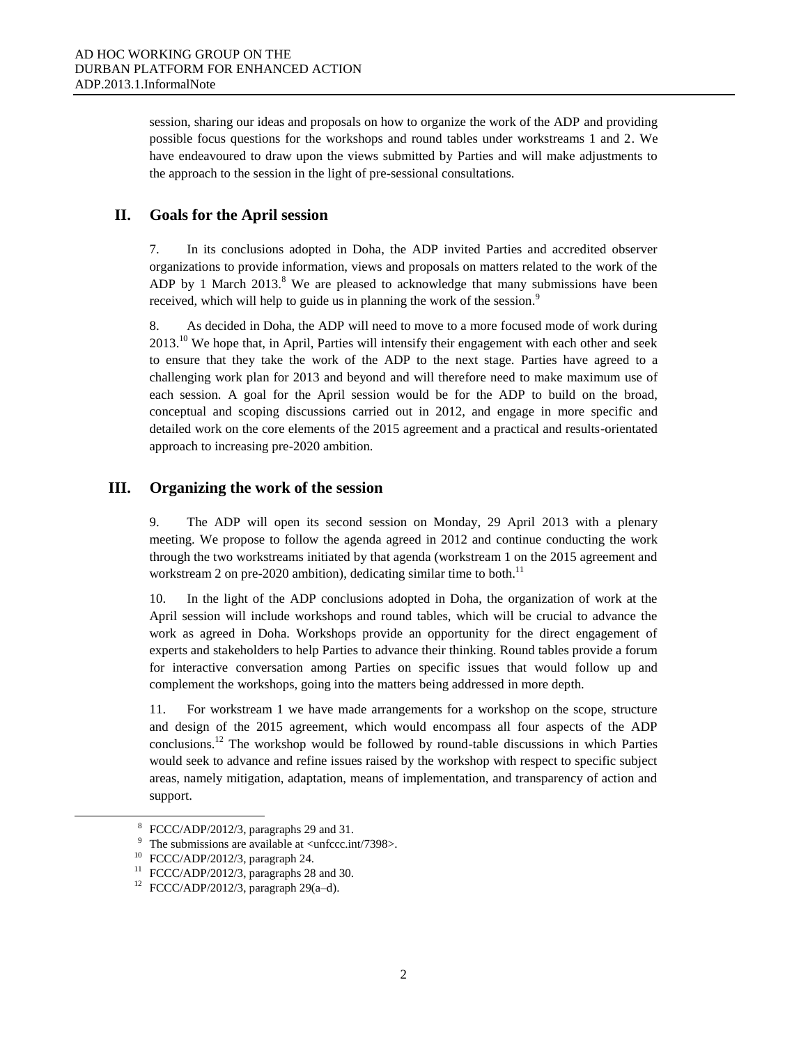session, sharing our ideas and proposals on how to organize the work of the ADP and providing possible focus questions for the workshops and round tables under workstreams 1 and 2. We have endeavoured to draw upon the views submitted by Parties and will make adjustments to the approach to the session in the light of pre-sessional consultations.

## II. Goals for the April session

7. In its conclusions adopted in Doha, the ADP invited Parties and accredited observer organizations to provide information, views and proposals on matters related to the work of the ADP by 1 March 2013.[8] We are pleased to acknowledge that many submissions have been received, which will help to guide us in planning the work of the session.[9]

8. As decided in Doha, the ADP will need to move to a more focused mode of work during 2013.[10] We hope that, in April, Parties will intensify their engagement with each other and seek to ensure that they take the work of the ADP to the next stage. Parties have agreed to a challenging work plan for 2013 and beyond and will therefore need to make maximum use of each session. A goal for the April session would be for the ADP to build on the broad, conceptual and scoping discussions carried out in 2012, and engage in more specific and detailed work on the core elements of the 2015 agreement and a practical and results-orientated approach to increasing pre-2020 ambition.

## III. Organizing the work of the session

9. The ADP will open its second session on Monday, 29 April 2013 with a plenary meeting. We propose to follow the agenda agreed in 2012 and continue conducting the work through the two workstreams initiated by that agenda (workstream 1 on the 2015 agreement and workstream 2 on pre-2020 ambition), dedicating similar time to both.[11]

10. In the light of the ADP conclusions adopted in Doha, the organization of work at the April session will include workshops and round tables, which will be crucial to advance the work as agreed in Doha. Workshops provide an opportunity for the direct engagement of experts and stakeholders to help Parties to advance their thinking. Round tables provide a forum for interactive conversation among Parties on specific issues that would follow up and complement the workshops, going into the matters being addressed in more depth.

11. For workstream 1 we have made arrangements for a workshop on the scope, structure and design of the 2015 agreement, which would encompass all four aspects of the ADP conclusions.[12] The workshop would be followed by round-table discussions in which Parties would seek to advance and refine issues raised by the workshop with respect to specific subject areas, namely mitigation, adaptation, means of implementation, and transparency of action and support.

---

[8] FCCC/ADP/2012/3, paragraphs 29 and 31.

[9] The submissions are available at <unfccc.int/7398>.

[10] FCCC/ADP/2012/3, paragraph 24.

[11] FCCC/ADP/2012/3, paragraphs 28 and 30.

[12] FCCC/ADP/2012/3, paragraph 29(a–d).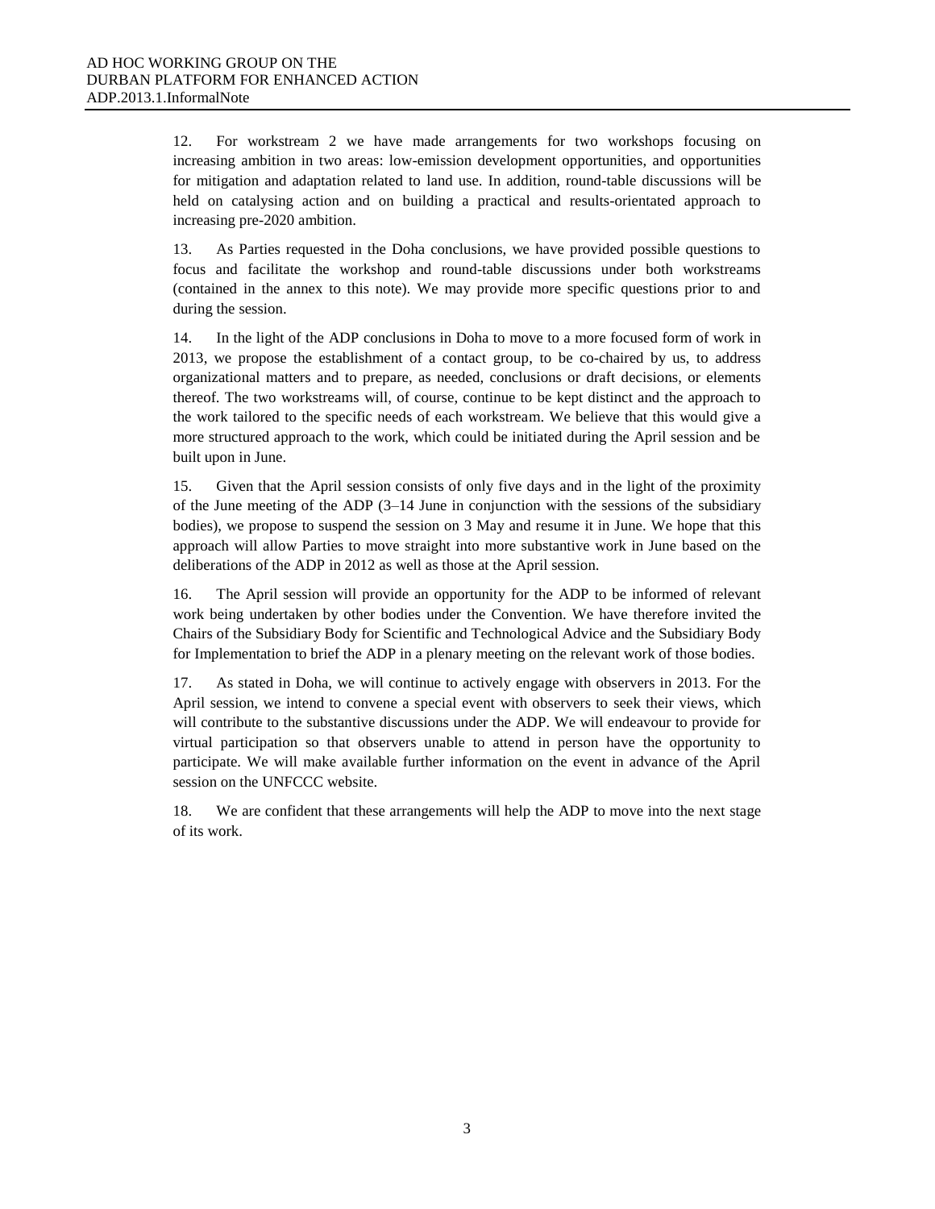12. For workstream 2 we have made arrangements for two workshops focusing on increasing ambition in two areas: low-emission development opportunities, and opportunities for mitigation and adaptation related to land use. In addition, round-table discussions will be held on catalysing action and on building a practical and results-orientated approach to increasing pre-2020 ambition.

13. As Parties requested in the Doha conclusions, we have provided possible questions to focus and facilitate the workshop and round-table discussions under both workstreams (contained in the annex to this note). We may provide more specific questions prior to and during the session.

14. In the light of the ADP conclusions in Doha to move to a more focused form of work in 2013, we propose the establishment of a contact group, to be co-chaired by us, to address organizational matters and to prepare, as needed, conclusions or draft decisions, or elements thereof. The two workstreams will, of course, continue to be kept distinct and the approach to the work tailored to the specific needs of each workstream. We believe that this would give a more structured approach to the work, which could be initiated during the April session and be built upon in June.

15. Given that the April session consists of only five days and in the light of the proximity of the June meeting of the ADP (3–14 June in conjunction with the sessions of the subsidiary bodies), we propose to suspend the session on 3 May and resume it in June. We hope that this approach will allow Parties to move straight into more substantive work in June based on the deliberations of the ADP in 2012 as well as those at the April session.

16. The April session will provide an opportunity for the ADP to be informed of relevant work being undertaken by other bodies under the Convention. We have therefore invited the Chairs of the Subsidiary Body for Scientific and Technological Advice and the Subsidiary Body for Implementation to brief the ADP in a plenary meeting on the relevant work of those bodies.

17. As stated in Doha, we will continue to actively engage with observers in 2013. For the April session, we intend to convene a special event with observers to seek their views, which will contribute to the substantive discussions under the ADP. We will endeavour to provide for virtual participation so that observers unable to attend in person have the opportunity to participate. We will make available further information on the event in advance of the April session on the UNFCCC website.

18. We are confident that these arrangements will help the ADP to move into the next stage of its work.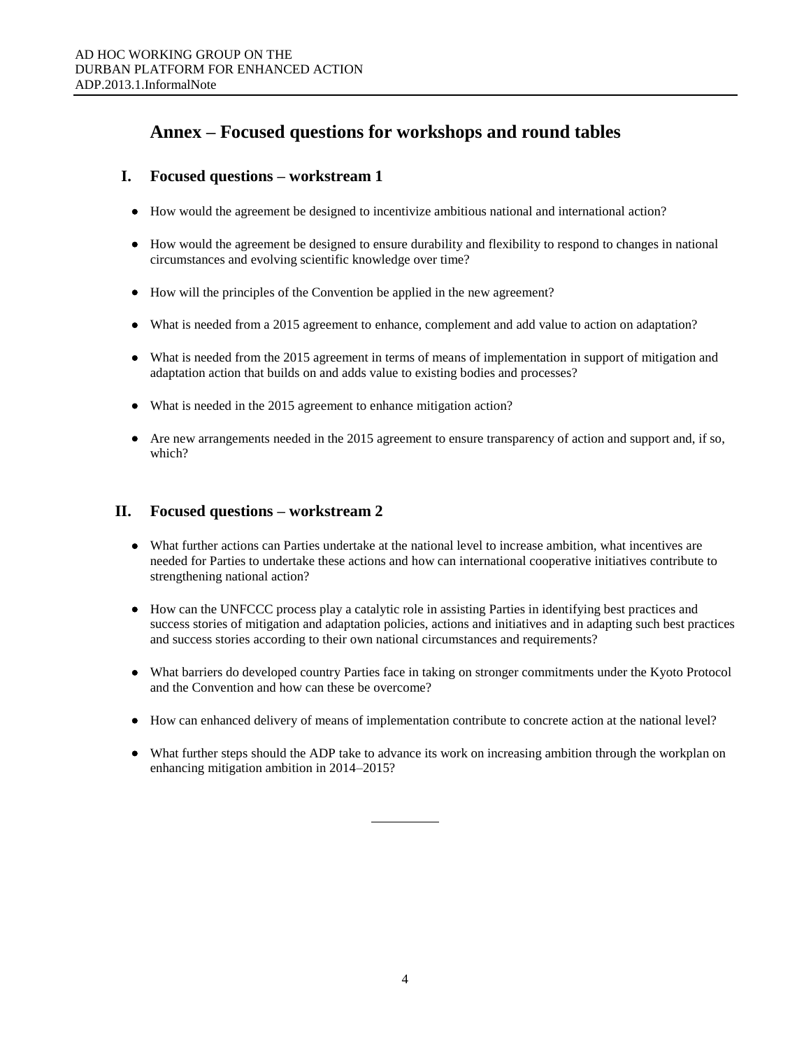# Annex – Focused questions for workshops and round tables

## I. Focused questions – workstream 1

- How would the agreement be designed to incentivize ambitious national and international action?
- How would the agreement be designed to ensure durability and flexibility to respond to changes in national circumstances and evolving scientific knowledge over time?
- How will the principles of the Convention be applied in the new agreement?
- What is needed from a 2015 agreement to enhance, complement and add value to action on adaptation?
- What is needed from the 2015 agreement in terms of means of implementation in support of mitigation and adaptation action that builds on and adds value to existing bodies and processes?
- What is needed in the 2015 agreement to enhance mitigation action?
- Are new arrangements needed in the 2015 agreement to ensure transparency of action and support and, if so, which?

## II. Focused questions – workstream 2

- What further actions can Parties undertake at the national level to increase ambition, what incentives are needed for Parties to undertake these actions and how can international cooperative initiatives contribute to strengthening national action?
- How can the UNFCCC process play a catalytic role in assisting Parties in identifying best practices and success stories of mitigation and adaptation policies, actions and initiatives and in adapting such best practices and success stories according to their own national circumstances and requirements?
- What barriers do developed country Parties face in taking on stronger commitments under the Kyoto Protocol and the Convention and how can these be overcome?
- How can enhanced delivery of means of implementation contribute to concrete action at the national level?
- What further steps should the ADP take to advance its work on increasing ambition through the workplan on enhancing mitigation ambition in 2014–2015?